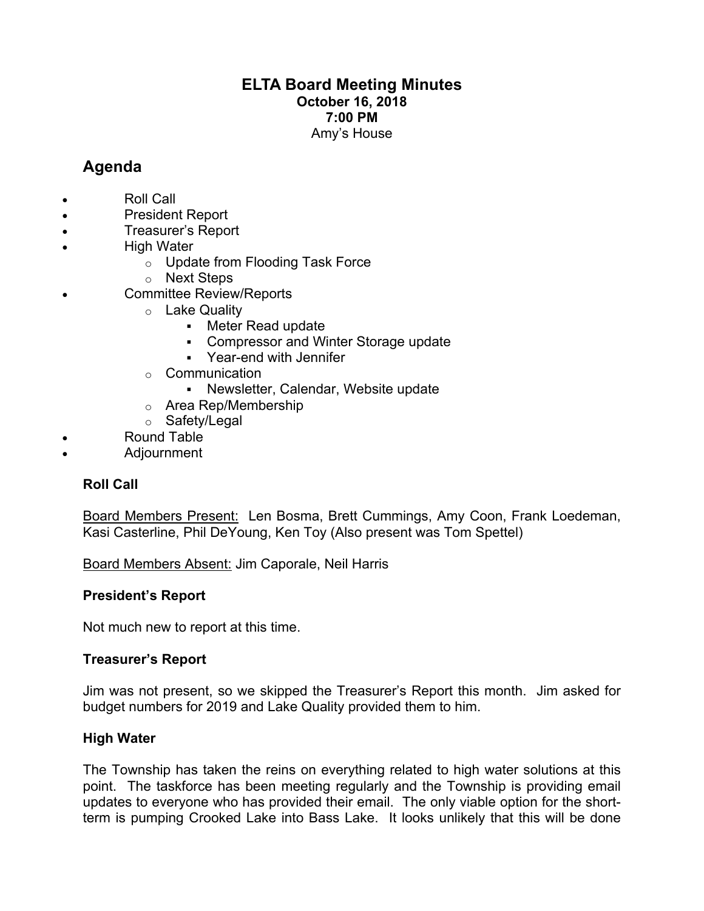# ELTA Board Meeting Minutes

**October 16, 2018**
**7:00 PM**
Amy's House

## Agenda

- Roll Call
- President Report
- Treasurer's Report
- High Water
  - Update from Flooding Task Force
  - Next Steps
- Committee Review/Reports
  - Lake Quality
    - Meter Read update
    - Compressor and Winter Storage update
    - Year-end with Jennifer
  - Communication
    - Newsletter, Calendar, Website update
  - Area Rep/Membership
  - Safety/Legal
- Round Table
- Adjournment

### Roll Call

<u>Board Members Present:</u> Len Bosma, Brett Cummings, Amy Coon, Frank Loedeman, Kasi Casterline, Phil DeYoung, Ken Toy (Also present was Tom Spettel)

<u>Board Members Absent:</u> Jim Caporale, Neil Harris

### President's Report

Not much new to report at this time.

### Treasurer's Report

Jim was not present, so we skipped the Treasurer's Report this month. Jim asked for budget numbers for 2019 and Lake Quality provided them to him.

### High Water

The Township has taken the reins on everything related to high water solutions at this point. The taskforce has been meeting regularly and the Township is providing email updates to everyone who has provided their email. The only viable option for the short-term is pumping Crooked Lake into Bass Lake. It looks unlikely that this will be done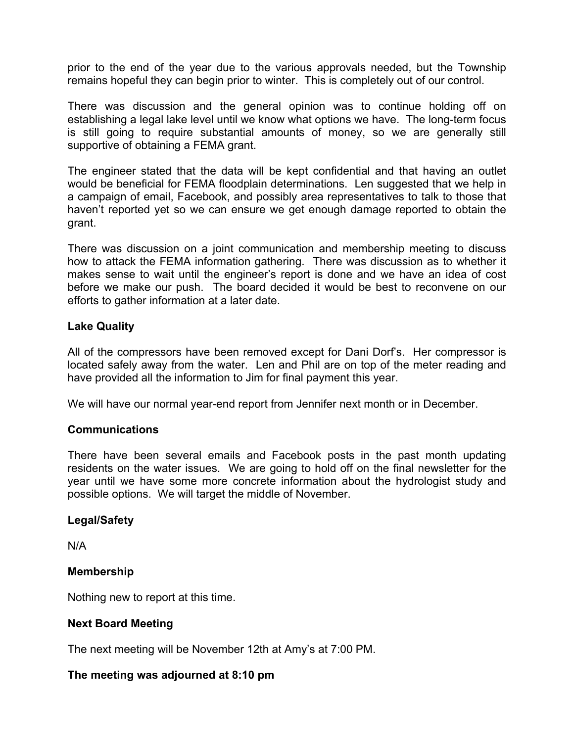prior to the end of the year due to the various approvals needed, but the Township remains hopeful they can begin prior to winter. This is completely out of our control.

There was discussion and the general opinion was to continue holding off on establishing a legal lake level until we know what options we have. The long-term focus is still going to require substantial amounts of money, so we are generally still supportive of obtaining a FEMA grant.

The engineer stated that the data will be kept confidential and that having an outlet would be beneficial for FEMA floodplain determinations. Len suggested that we help in a campaign of email, Facebook, and possibly area representatives to talk to those that haven't reported yet so we can ensure we get enough damage reported to obtain the grant.

There was discussion on a joint communication and membership meeting to discuss how to attack the FEMA information gathering. There was discussion as to whether it makes sense to wait until the engineer's report is done and we have an idea of cost before we make our push. The board decided it would be best to reconvene on our efforts to gather information at a later date.

**Lake Quality**

All of the compressors have been removed except for Dani Dorf's. Her compressor is located safely away from the water. Len and Phil are on top of the meter reading and have provided all the information to Jim for final payment this year.

We will have our normal year-end report from Jennifer next month or in December.

**Communications**

There have been several emails and Facebook posts in the past month updating residents on the water issues. We are going to hold off on the final newsletter for the year until we have some more concrete information about the hydrologist study and possible options. We will target the middle of November.

**Legal/Safety**

N/A

**Membership**

Nothing new to report at this time.

**Next Board Meeting**

The next meeting will be November 12th at Amy's at 7:00 PM.

**The meeting was adjourned at 8:10 pm**